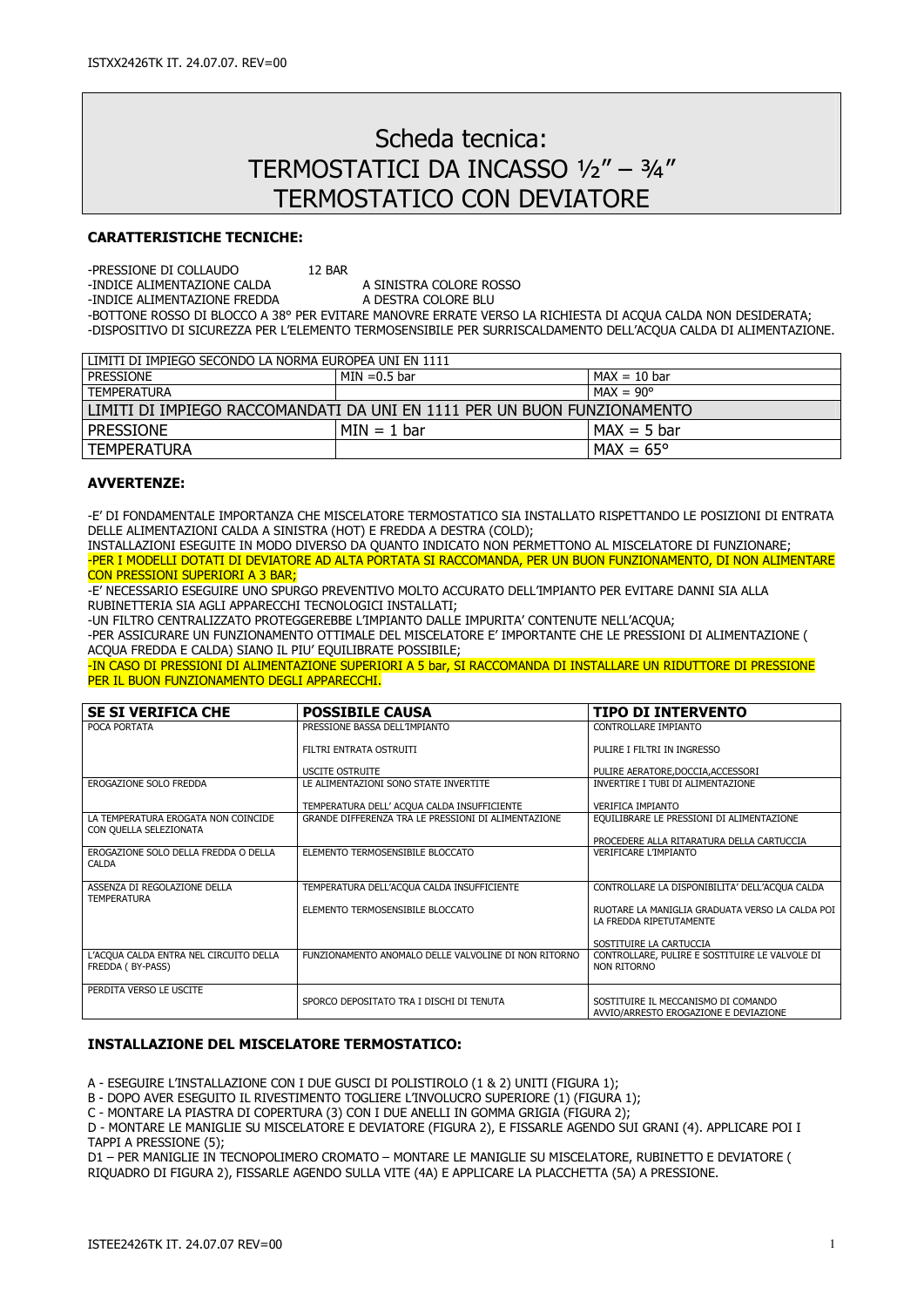# Scheda tecnica:
# TERMOSTATICI DA INCASSO ½" – ¾"
# TERMOSTATICO CON DEVIATORE

### CARATTERISTICHE TECNICHE:

-PRESSIONE DI COLLAUDO 12 BAR
-INDICE ALIMENTAZIONE CALDA A SINISTRA COLORE ROSSO
-INDICE ALIMENTAZIONE FREDDA A DESTRA COLORE BLU
-BOTTONE ROSSO DI BLOCCO A 38° PER EVITARE MANOVRE ERRATE VERSO LA RICHIESTA DI ACQUA CALDA NON DESIDERATA;
-DISPOSITIVO DI SICUREZZA PER L'ELEMENTO TERMOSENSIBILE PER SURRISCALDAMENTO DELL'ACQUA CALDA DI ALIMENTAZIONE.

| LIMITI DI IMPIEGO SECONDO LA NORMA EUROPEA UNI EN 1111 | | |
|---|---|---|
| PRESSIONE | MIN =0.5 bar | MAX = 10 bar |
| TEMPERATURA | | MAX = 90° |
| LIMITI DI IMPIEGO RACCOMANDATI DA UNI EN 1111 PER UN BUON FUNZIONAMENTO | | |
| PRESSIONE | MIN = 1 bar | MAX = 5 bar |
| TEMPERATURA | | MAX = 65° |

### AVVERTENZE:

-E' DI FONDAMENTALE IMPORTANZA CHE MISCELATORE TERMOSTATICO SIA INSTALLATO RISPETTANDO LE POSIZIONI DI ENTRATA DELLE ALIMENTAZIONI CALDA A SINISTRA (HOT) E FREDDA A DESTRA (COLD);
INSTALLAZIONI ESEGUITE IN MODO DIVERSO DA QUANTO INDICATO NON PERMETTONO AL MISCELATORE DI FUNZIONARE;
-PER I MODELLI DOTATI DI DEVIATORE AD ALTA PORTATA SI RACCOMANDA, PER UN BUON FUNZIONAMENTO, DI NON ALIMENTARE CON PRESSIONI SUPERIORI A 3 BAR;
-E' NECESSARIO ESEGUIRE UNO SPURGO PREVENTIVO MOLTO ACCURATO DELL'IMPIANTO PER EVITARE DANNI SIA ALLA RUBINETTERIA SIA AGLI APPARECCHI TECNOLOGICI INSTALLATI;
-UN FILTRO CENTRALIZZATO PROTEGGEREBBE L'IMPIANTO DALLE IMPURITA' CONTENUTE NELL'ACQUA;
-PER ASSICURARE UN FUNZIONAMENTO OTTIMALE DEL MISCELATORE E' IMPORTANTE CHE LE PRESSIONI DI ALIMENTAZIONE ( ACQUA FREDDA E CALDA) SIANO IL PIU' EQUILIBRATE POSSIBILE;
-IN CASO DI PRESSIONI DI ALIMENTAZIONE SUPERIORI A 5 bar, SI RACCOMANDA DI INSTALLARE UN RIDUTTORE DI PRESSIONE PER IL BUON FUNZIONAMENTO DEGLI APPARECCHI.

| SE SI VERIFICA CHE | POSSIBILE CAUSA | TIPO DI INTERVENTO |
|---|---|---|
| POCA PORTATA | PRESSIONE BASSA DELL'IMPIANTO<br>FILTRI ENTRATA OSTRUITI<br>USCITE OSTRUITE | CONTROLLARE IMPIANTO<br>PULIRE I FILTRI IN INGRESSO<br>PULIRE AERATORE,DOCCIA,ACCESSORI |
| EROGAZIONE SOLO FREDDA | LE ALIMENTAZIONI SONO STATE INVERTITE<br>TEMPERATURA DELL' ACQUA CALDA INSUFFICIENTE | INVERTIRE I TUBI DI ALIMENTAZIONE<br>VERIFICA IMPIANTO |
| LA TEMPERATURA EROGATA NON COINCIDE CON QUELLA SELEZIONATA | GRANDE DIFFERENZA TRA LE PRESSIONI DI ALIMENTAZIONE | EQUILIBRARE LE PRESSIONI DI ALIMENTAZIONE<br>PROCEDERE ALLA RITARATURA DELLA CARTUCCIA |
| EROGAZIONE SOLO DELLA FREDDA O DELLA CALDA | ELEMENTO TERMOSENSIBILE BLOCCATO | VERIFICARE L'IMPIANTO |
| ASSENZA DI REGOLAZIONE DELLA TEMPERATURA | TEMPERATURA DELL'ACQUA CALDA INSUFFICIENTE<br>ELEMENTO TERMOSENSIBILE BLOCCATO | CONTROLLARE LA DISPONIBILITA' DELL'ACQUA CALDA<br>RUOTARE LA MANIGLIA GRADUATA VERSO LA CALDA POI LA FREDDA RIPETUTAMENTE<br>SOSTITUIRE LA CARTUCCIA |
| L'ACQUA CALDA ENTRA NEL CIRCUITO DELLA FREDDA ( BY-PASS) | FUNZIONAMENTO ANOMALO DELLE VALVOLINE DI NON RITORNO | CONTROLLARE, PULIRE E SOSTITUIRE LE VALVOLE DI NON RITORNO |
| PERDITA VERSO LE USCITE | SPORCO DEPOSITATO TRA I DISCHI DI TENUTA | SOSTITUIRE IL MECCANISMO DI COMANDO AVVIO/ARRESTO EROGAZIONE E DEVIAZIONE |

### INSTALLAZIONE DEL MISCELATORE TERMOSTATICO:

A - ESEGUIRE L'INSTALLAZIONE CON I DUE GUSCI DI POLISTIROLO (1 & 2) UNITI (FIGURA 1);
B - DOPO AVER ESEGUITO IL RIVESTIMENTO TOGLIERE L'INVOLUCRO SUPERIORE (1) (FIGURA 1);
C - MONTARE LA PIASTRA DI COPERTURA (3) CON I DUE ANELLI IN GOMMA GRIGIA (FIGURA 2);
D - MONTARE LE MANIGLIE SU MISCELATORE E DEVIATORE (FIGURA 2), E FISSARLE AGENDO SUI GRANI (4). APPLICARE POI I TAPPI A PRESSIONE (5);
D1 – PER MANIGLIE IN TECNOPOLIMERO CROMATO – MONTARE LE MANIGLIE SU MISCELATORE, RUBINETTO E DEVIATORE ( RIQUADRO DI FIGURA 2), FISSARLE AGENDO SULLA VITE (4A) E APPLICARE LA PLACCHETTA (5A) A PRESSIONE.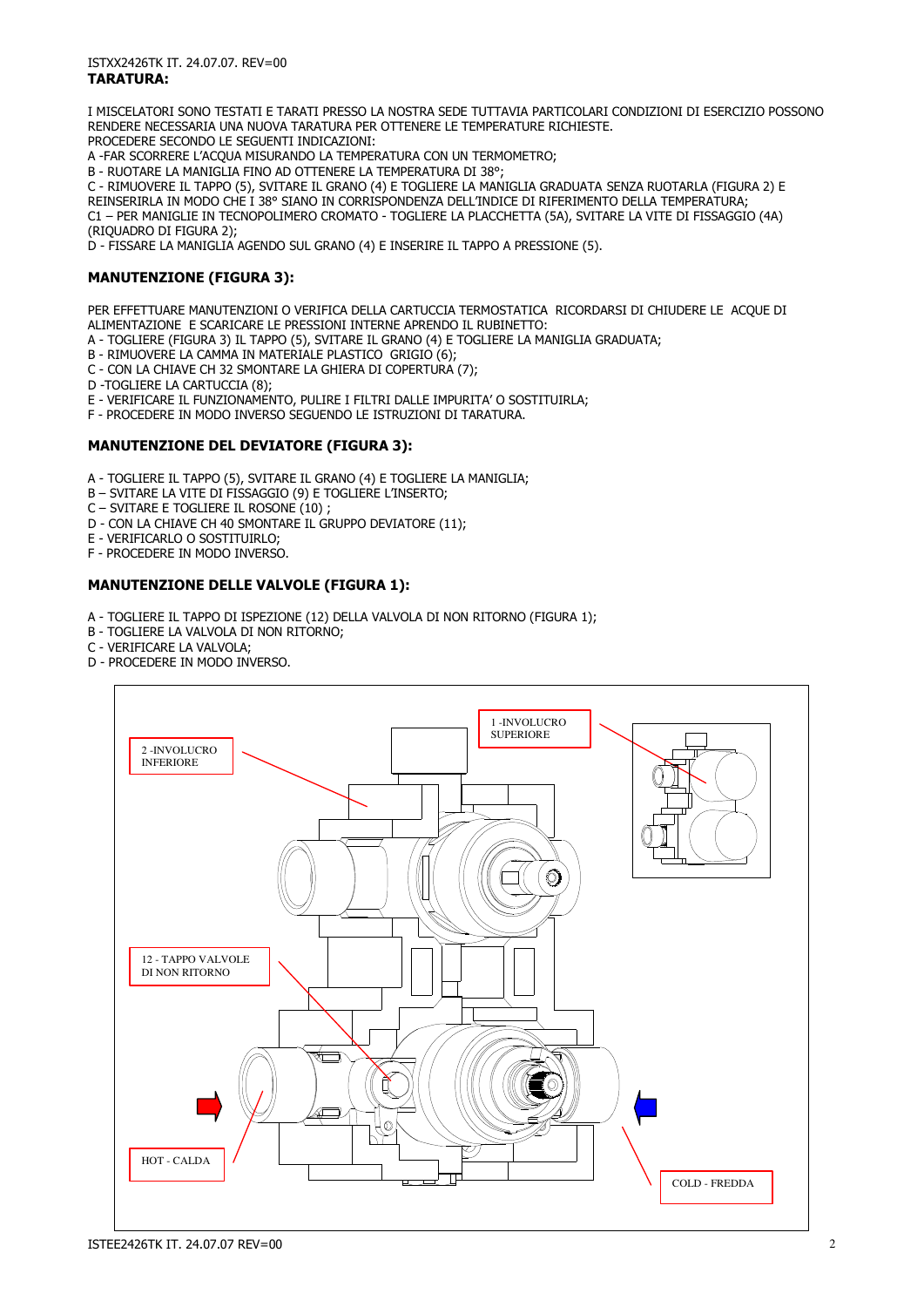ISTXX2426TK IT. 24.07.07. REV=00

**TARATURA:**

I MISCELATORI SONO TESTATI E TARATI PRESSO LA NOSTRA SEDE TUTTAVIA PARTICOLARI CONDIZIONI DI ESERCIZIO POSSONO RENDERE NECESSARIA UNA NUOVA TARATURA PER OTTENERE LE TEMPERATURE RICHIESTE.
PROCEDERE SECONDO LE SEGUENTI INDICAZIONI:
A -FAR SCORRERE L'ACQUA MISURANDO LA TEMPERATURA CON UN TERMOMETRO;
B - RUOTARE LA MANIGLIA FINO AD OTTENERE LA TEMPERATURA DI 38°;
C - RIMUOVERE IL TAPPO (5), SVITARE IL GRANO (4) E TOGLIERE LA MANIGLIA GRADUATA SENZA RUOTARLA (FIGURA 2) E REINSERIRLA IN MODO CHE I 38° SIANO IN CORRISPONDENZA DELL'INDICE DI RIFERIMENTO DELLA TEMPERATURA;
C1 – PER MANIGLIE IN TECNOPOLIMERO CROMATO - TOGLIERE LA PLACCHETTA (5A), SVITARE LA VITE DI FISSAGGIO (4A) (RIQUADRO DI FIGURA 2);
D - FISSARE LA MANIGLIA AGENDO SUL GRANO (4) E INSERIRE IL TAPPO A PRESSIONE (5).

### MANUTENZIONE (FIGURA 3):

PER EFFETTUARE MANUTENZIONI O VERIFICA DELLA CARTUCCIA TERMOSTATICA RICORDARSI DI CHIUDERE LE ACQUE DI ALIMENTAZIONE E SCARICARE LE PRESSIONI INTERNE APRENDO IL RUBINETTO:
A - TOGLIERE (FIGURA 3) IL TAPPO (5), SVITARE IL GRANO (4) E TOGLIERE LA MANIGLIA GRADUATA;
B - RIMUOVERE LA CAMMA IN MATERIALE PLASTICO GRIGIO (6);
C - CON LA CHIAVE CH 32 SMONTARE LA GHIERA DI COPERTURA (7);
D -TOGLIERE LA CARTUCCIA (8);
E - VERIFICARE IL FUNZIONAMENTO, PULIRE I FILTRI DALLE IMPURITA' O SOSTITUIRLA;
F - PROCEDERE IN MODO INVERSO SEGUENDO LE ISTRUZIONI DI TARATURA.

### MANUTENZIONE DEL DEVIATORE (FIGURA 3):

A - TOGLIERE IL TAPPO (5), SVITARE IL GRANO (4) E TOGLIERE LA MANIGLIA;
B – SVITARE LA VITE DI FISSAGGIO (9) E TOGLIERE L'INSERTO;
C – SVITARE E TOGLIERE IL ROSONE (10) ;
D - CON LA CHIAVE CH 40 SMONTARE IL GRUPPO DEVIATORE (11);
E - VERIFICARLO O SOSTITUIRLO;
F - PROCEDERE IN MODO INVERSO.

### MANUTENZIONE DELLE VALVOLE (FIGURA 1):

A - TOGLIERE IL TAPPO DI ISPEZIONE (12) DELLA VALVOLA DI NON RITORNO (FIGURA 1);
B - TOGLIERE LA VALVOLA DI NON RITORNO;
C - VERIFICARE LA VALVOLA;
D - PROCEDERE IN MODO INVERSO.

1 -INVOLUCRO SUPERIORE

2 -INVOLUCRO INFERIORE

12 - TAPPO VALVOLE DI NON RITORNO

HOT - CALDA

COLD - FREDDA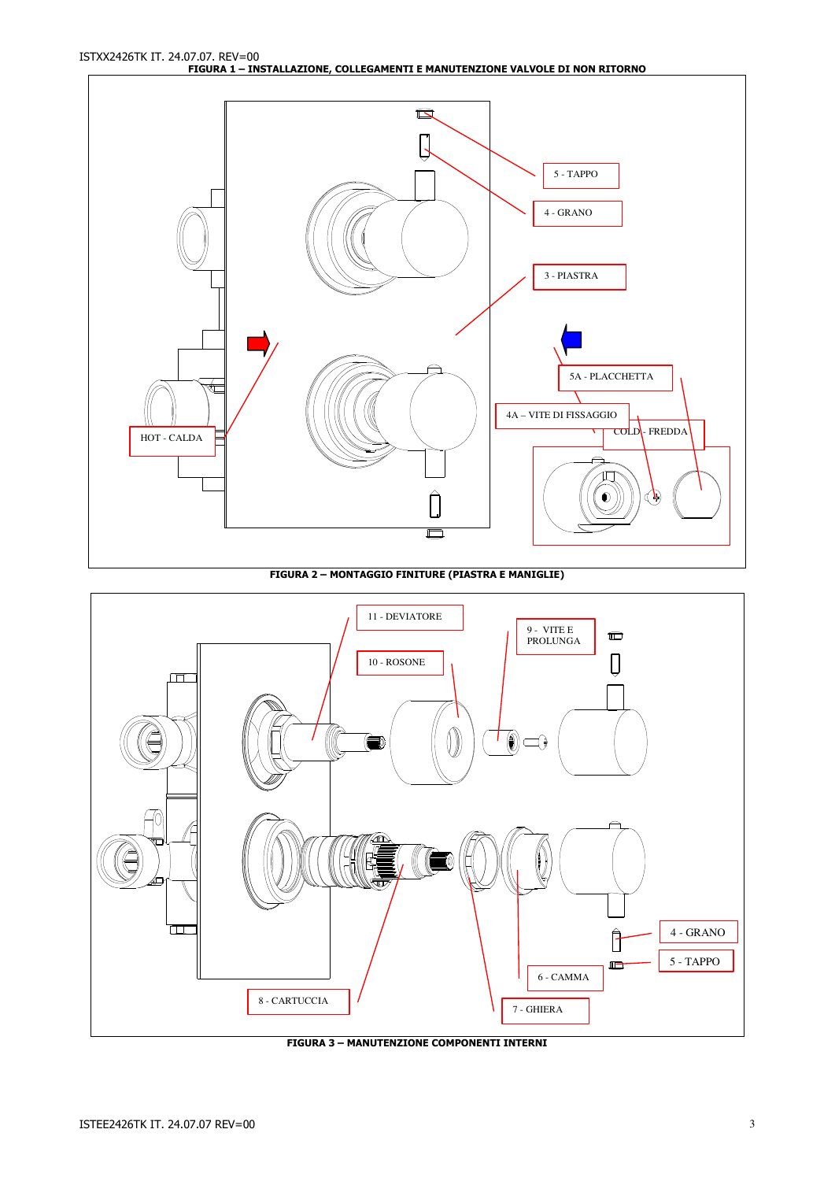FIGURA 1 – INSTALLAZIONE, COLLEGAMENTI E MANUTENZIONE VALVOLE DI NON RITORNO

5 - TAPPO

4 - GRANO

3 - PIASTRA

5A - PLACCHETTA

4A – VITE DI FISSAGGIO

COLD - FREDDA

HOT - CALDA

FIGURA 2 – MONTAGGIO FINITURE (PIASTRA E MANIGLIE)

11 - DEVIATORE

9 - VITE E PROLUNGA

10 - ROSONE

4 - GRANO

5 - TAPPO

6 - CAMMA

8 - CARTUCCIA

7 - GHIERA

FIGURA 3 – MANUTENZIONE COMPONENTI INTERNI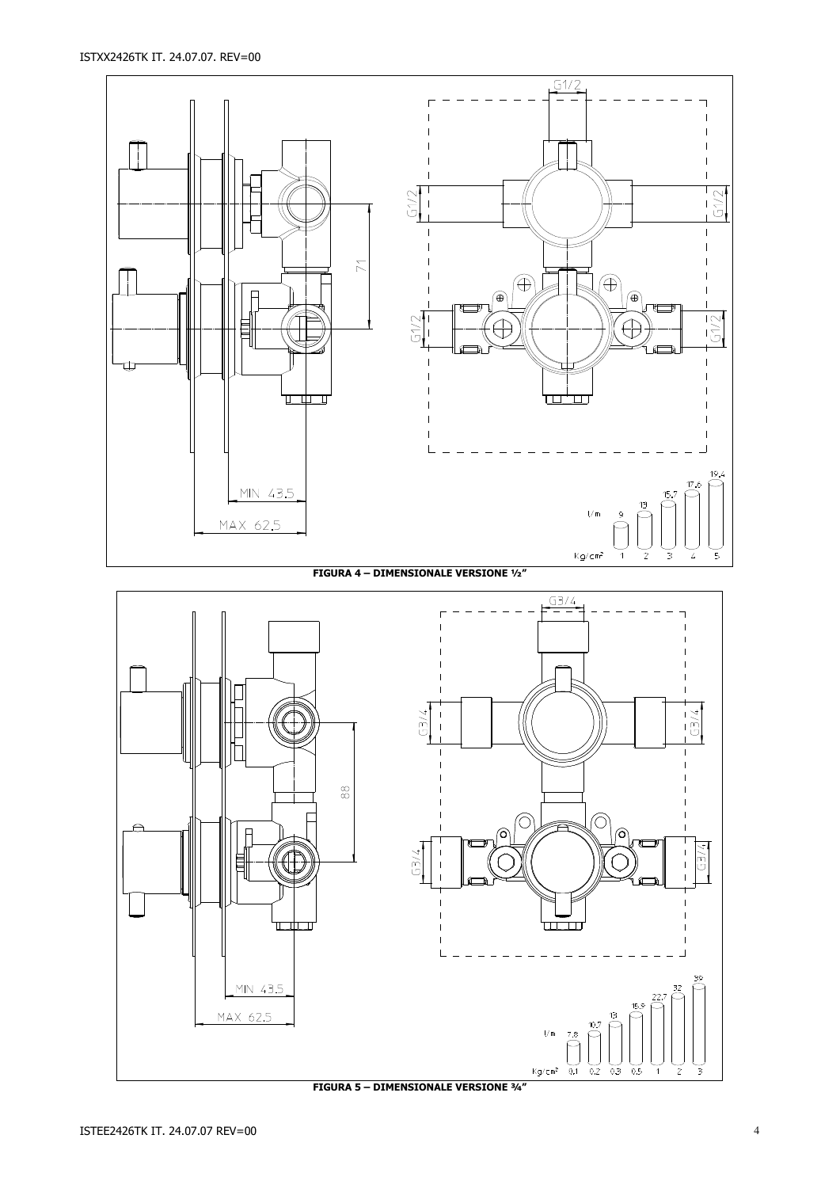G1/2

G1/2

G1/2

G1/2

G1/2

71

MIN 43.5

MAX 62.5

l/m 9 13 15.7 17.6 19.4

Kg/cm² 1 2 3 4 5

**FIGURA 4 – DIMENSIONALE VERSIONE ½”**

G3/4

G3/4

G3/4

G3/4

G3/4

88

MIN 43.5

MAX 62.5

l/m 7.8 10.7 13 15.9 22.7 32 39

Kg/cm² 0.1 0.2 0.3 0.5 1 2 3

**FIGURA 5 – DIMENSIONALE VERSIONE ¾”**